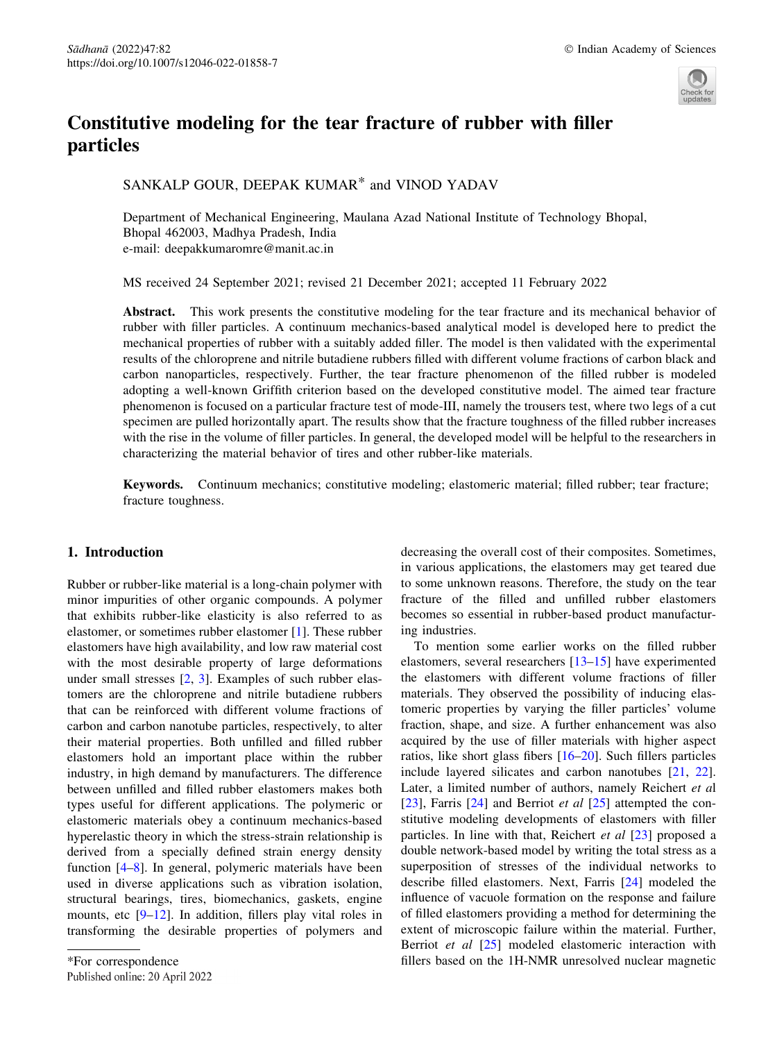# Constitutive modeling for the tear fracture of rubber with filler particles

SANKALP GOUR, DEEPAK KUMAR* and VINOD YADAV

Department of Mechanical Engineering, Maulana Azad National Institute of Technology Bhopal, Bhopal 462003, Madhya Pradesh, India
e-mail: deepakkumaromre@manit.ac.in

MS received 24 September 2021; revised 21 December 2021; accepted 11 February 2022

**Abstract.** This work presents the constitutive modeling for the tear fracture and its mechanical behavior of rubber with filler particles. A continuum mechanics-based analytical model is developed here to predict the mechanical properties of rubber with a suitably added filler. The model is then validated with the experimental results of the chloroprene and nitrile butadiene rubbers filled with different volume fractions of carbon black and carbon nanoparticles, respectively. Further, the tear fracture phenomenon of the filled rubber is modeled adopting a well-known Griffith criterion based on the developed constitutive model. The aimed tear fracture phenomenon is focused on a particular fracture test of mode-III, namely the trousers test, where two legs of a cut specimen are pulled horizontally apart. The results show that the fracture toughness of the filled rubber increases with the rise in the volume of filler particles. In general, the developed model will be helpful to the researchers in characterizing the material behavior of tires and other rubber-like materials.

**Keywords.** Continuum mechanics; constitutive modeling; elastomeric material; filled rubber; tear fracture; fracture toughness.

## 1. Introduction

Rubber or rubber-like material is a long-chain polymer with minor impurities of other organic compounds. A polymer that exhibits rubber-like elasticity is also referred to as elastomer, or sometimes rubber elastomer [1]. These rubber elastomers have high availability, and low raw material cost with the most desirable property of large deformations under small stresses [2, 3]. Examples of such rubber elastomers are the chloroprene and nitrile butadiene rubbers that can be reinforced with different volume fractions of carbon and carbon nanotube particles, respectively, to alter their material properties. Both unfilled and filled rubber elastomers hold an important place within the rubber industry, in high demand by manufacturers. The difference between unfilled and filled rubber elastomers makes both types useful for different applications. The polymeric or elastomeric materials obey a continuum mechanics-based hyperelastic theory in which the stress-strain relationship is derived from a specially defined strain energy density function [4–8]. In general, polymeric materials have been used in diverse applications such as vibration isolation, structural bearings, tires, biomechanics, gaskets, engine mounts, etc [9–12]. In addition, fillers play vital roles in transforming the desirable properties of polymers and decreasing the overall cost of their composites. Sometimes, in various applications, the elastomers may get teared due to some unknown reasons. Therefore, the study on the tear fracture of the filled and unfilled rubber elastomers becomes so essential in rubber-based product manufacturing industries.

To mention some earlier works on the filled rubber elastomers, several researchers [13–15] have experimented the elastomers with different volume fractions of filler materials. They observed the possibility of inducing elastomeric properties by varying the filler particles' volume fraction, shape, and size. A further enhancement was also acquired by the use of filler materials with higher aspect ratios, like short glass fibers [16–20]. Such fillers particles include layered silicates and carbon nanotubes [21, 22]. Later, a limited number of authors, namely Reichert *et al* [23], Farris [24] and Berriot *et al* [25] attempted the constitutive modeling developments of elastomers with filler particles. In line with that, Reichert *et al* [23] proposed a double network-based model by writing the total stress as a superposition of stresses of the individual networks to describe filled elastomers. Next, Farris [24] modeled the influence of vacuole formation on the response and failure of filled elastomers providing a method for determining the extent of microscopic failure within the material. Further, Berriot *et al* [25] modeled elastomeric interaction with fillers based on the 1H-NMR unresolved nuclear magnetic

*For correspondence

Published online: 20 April 2022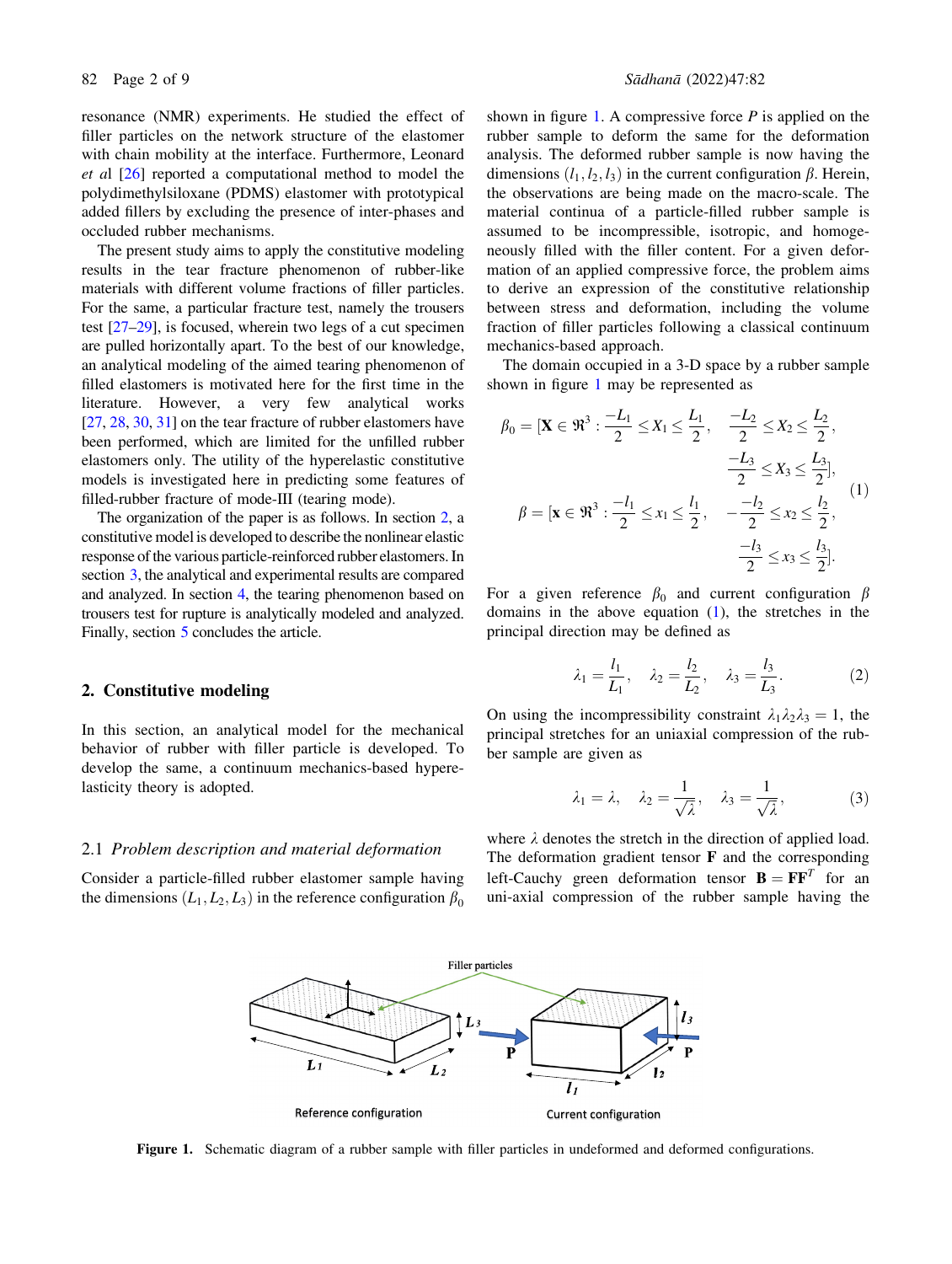resonance (NMR) experiments. He studied the effect of filler particles on the network structure of the elastomer with chain mobility at the interface. Furthermore, Leonard *et al* [26] reported a computational method to model the polydimethylsiloxane (PDMS) elastomer with prototypical added fillers by excluding the presence of inter-phases and occluded rubber mechanisms.

The present study aims to apply the constitutive modeling results in the tear fracture phenomenon of rubber-like materials with different volume fractions of filler particles. For the same, a particular fracture test, namely the trousers test [27–29], is focused, wherein two legs of a cut specimen are pulled horizontally apart. To the best of our knowledge, an analytical modeling of the aimed tearing phenomenon of filled elastomers is motivated here for the first time in the literature. However, a very few analytical works [27, 28, 30, 31] on the tear fracture of rubber elastomers have been performed, which are limited for the unfilled rubber elastomers only. The utility of the hyperelastic constitutive models is investigated here in predicting some features of filled-rubber fracture of mode-III (tearing mode).

The organization of the paper is as follows. In section 2, a constitutive model is developed to describe the nonlinear elastic response of the various particle-reinforced rubber elastomers. In section 3, the analytical and experimental results are compared and analyzed. In section 4, the tearing phenomenon based on trousers test for rupture is analytically modeled and analyzed. Finally, section 5 concludes the article.

## 2. Constitutive modeling

In this section, an analytical model for the mechanical behavior of rubber with filler particle is developed. To develop the same, a continuum mechanics-based hyperelasticity theory is adopted.

### 2.1 *Problem description and material deformation*

Consider a particle-filled rubber elastomer sample having the dimensions $(L_1, L_2, L_3)$ in the reference configuration $\beta_0$ shown in figure 1. A compressive force $P$ is applied on the rubber sample to deform the same for the deformation analysis. The deformed rubber sample is now having the dimensions $(l_1, l_2, l_3)$ in the current configuration $\beta$. Herein, the observations are being made on the macro-scale. The material continua of a particle-filled rubber sample is assumed to be incompressible, isotropic, and homogeneously filled with the filler content. For a given deformation of an applied compressive force, the problem aims to derive an expression of the constitutive relationship between stress and deformation, including the volume fraction of filler particles following a classical continuum mechanics-based approach.

The domain occupied in a 3-D space by a rubber sample shown in figure 1 may be represented as

$$
\begin{aligned}
\beta_0 = [\mathbf{X} \in \Re^3 : \frac{-L_1}{2} \leq X_1 \leq \frac{L_1}{2}, \quad & \frac{-L_2}{2} \leq X_2 \leq \frac{L_2}{2}, \\
& \frac{-L_3}{2} \leq X_3 \leq \frac{L_3}{2}], \\
\beta = [\mathbf{x} \in \Re^3 : \frac{-l_1}{2} \leq x_1 \leq \frac{l_1}{2}, \quad & -\frac{-l_2}{2} \leq x_2 \leq \frac{l_2}{2}, \\
& \frac{-l_3}{2} \leq x_3 \leq \frac{l_3}{2}].
\end{aligned}
\tag{1}
$$

For a given reference $\beta_0$ and current configuration $\beta$ domains in the above equation (1), the stretches in the principal direction may be defined as

$$
\lambda_1 = \frac{l_1}{L_1}, \quad \lambda_2 = \frac{l_2}{L_2}, \quad \lambda_3 = \frac{l_3}{L_3}. \tag{2}
$$

On using the incompressibility constraint $\lambda_1 \lambda_2 \lambda_3 = 1$, the principal stretches for an uniaxial compression of the rubber sample are given as

$$
\lambda_1 = \lambda, \quad \lambda_2 = \frac{1}{\sqrt{\lambda}}, \quad \lambda_3 = \frac{1}{\sqrt{\lambda}}, \tag{3}
$$

where $\lambda$ denotes the stretch in the direction of applied load. The deformation gradient tensor $\mathbf{F}$ and the corresponding left-Cauchy green deformation tensor $\mathbf{B} = \mathbf{F}\mathbf{F}^T$ for an uni-axial compression of the rubber sample having the

**Figure 1.** Schematic diagram of a rubber sample with filler particles in undeformed and deformed configurations.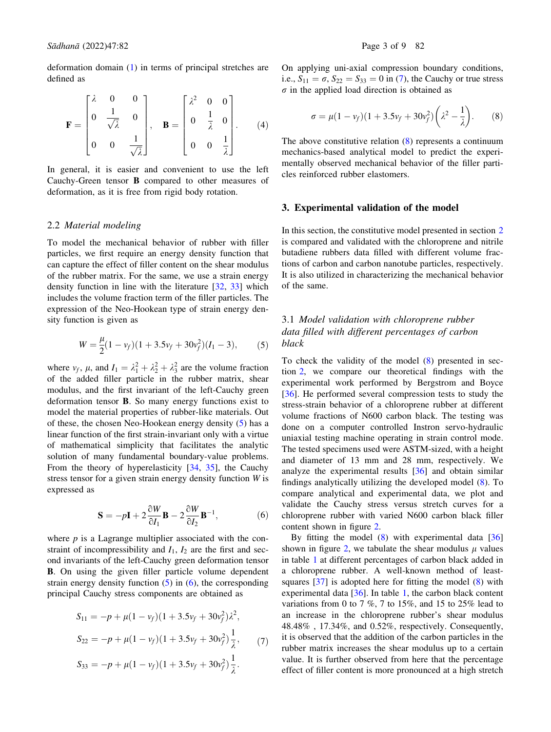deformation domain (1) in terms of principal stretches are defined as

$$\mathbf{F} = \begin{bmatrix} \lambda & 0 & 0 \\ 0 & \dfrac{1}{\sqrt{\lambda}} & 0 \\ 0 & 0 & \dfrac{1}{\sqrt{\lambda}} \end{bmatrix}, \quad \mathbf{B} = \begin{bmatrix} \lambda^2 & 0 & 0 \\ 0 & \dfrac{1}{\lambda} & 0 \\ 0 & 0 & \dfrac{1}{\lambda} \end{bmatrix}. \tag{4}$$

In general, it is easier and convenient to use the left Cauchy-Green tensor **B** compared to other measures of deformation, as it is free from rigid body rotation.

### 2.2 *Material modeling*

To model the mechanical behavior of rubber with filler particles, we first require an energy density function that can capture the effect of filler content on the shear modulus of the rubber matrix. For the same, we use a strain energy density function in line with the literature [32, 33] which includes the volume fraction term of the filler particles. The expression of the Neo-Hookean type of strain energy density function is given as

$$W = \frac{\mu}{2}(1 - v_f)(1 + 3.5v_f + 30v_f^2)(I_1 - 3), \tag{5}$$

where $v_f$, $\mu$, and $I_1 = \lambda_1^2 + \lambda_2^2 + \lambda_3^2$ are the volume fraction of the added filler particle in the rubber matrix, shear modulus, and the first invariant of the left-Cauchy green deformation tensor **B**. So many energy functions exist to model the material properties of rubber-like materials. Out of these, the chosen Neo-Hookean energy density (5) has a linear function of the first strain-invariant only with a virtue of mathematical simplicity that facilitates the analytic solution of many fundamental boundary-value problems. From the theory of hyperelasticity [34, 35], the Cauchy stress tensor for a given strain energy density function $W$ is expressed as

$$\mathbf{S} = -p\mathbf{I} + 2\frac{\partial W}{\partial I_1}\mathbf{B} - 2\frac{\partial W}{\partial I_2}\mathbf{B}^{-1}, \tag{6}$$

where $p$ is a Lagrange multiplier associated with the constraint of incompressibility and $I_1$, $I_2$ are the first and second invariants of the left-Cauchy green deformation tensor **B**. On using the given filler particle volume dependent strain energy density function (5) in (6), the corresponding principal Cauchy stress components are obtained as

$$\begin{aligned} S_{11} &= -p + \mu(1 - v_f)(1 + 3.5v_f + 30v_f^2)\lambda^2, \\ S_{22} &= -p + \mu(1 - v_f)(1 + 3.5v_f + 30v_f^2)\frac{1}{\lambda}, \\ S_{33} &= -p + \mu(1 - v_f)(1 + 3.5v_f + 30v_f^2)\frac{1}{\lambda}. \end{aligned} \tag{7}$$

On applying uni-axial compression boundary conditions, i.e., $S_{11} = \sigma$, $S_{22} = S_{33} = 0$ in (7), the Cauchy or true stress $\sigma$ in the applied load direction is obtained as

$$\sigma = \mu(1 - v_f)(1 + 3.5v_f + 30v_f^2)\left(\lambda^2 - \frac{1}{\lambda}\right). \tag{8}$$

The above constitutive relation (8) represents a continuum mechanics-based analytical model to predict the experimentally observed mechanical behavior of the filler particles reinforced rubber elastomers.

## 3. Experimental validation of the model

In this section, the constitutive model presented in section 2 is compared and validated with the chloroprene and nitrile butadiene rubbers data filled with different volume fractions of carbon and carbon nanotube particles, respectively. It is also utilized in characterizing the mechanical behavior of the same.

### 3.1 *Model validation with chloroprene rubber data filled with different percentages of carbon black*

To check the validity of the model (8) presented in section 2, we compare our theoretical findings with the experimental work performed by Bergstrom and Boyce [36]. He performed several compression tests to study the stress-strain behavior of a chloroprene rubber at different volume fractions of N600 carbon black. The testing was done on a computer controlled Instron servo-hydraulic uniaxial testing machine operating in strain control mode. The tested specimens used were ASTM-sized, with a height and diameter of 13 mm and 28 mm, respectively. We analyze the experimental results [36] and obtain similar findings analytically utilizing the developed model (8). To compare analytical and experimental data, we plot and validate the Cauchy stress versus stretch curves for a chloroprene rubber with varied N600 carbon black filler content shown in figure 2.

By fitting the model (8) with experimental data [36] shown in figure 2, we tabulate the shear modulus $\mu$ values in table 1 at different percentages of carbon black added in a chloroprene rubber. A well-known method of least-squares [37] is adopted here for fitting the model (8) with experimental data [36]. In table 1, the carbon black content variations from 0 to 7 %, 7 to 15%, and 15 to 25% lead to an increase in the chloroprene rubber's shear modulus 48.48% , 17.34%, and 0.52%, respectively. Consequently, it is observed that the addition of the carbon particles in the rubber matrix increases the shear modulus up to a certain value. It is further observed from here that the percentage effect of filler content is more pronounced at a high stretch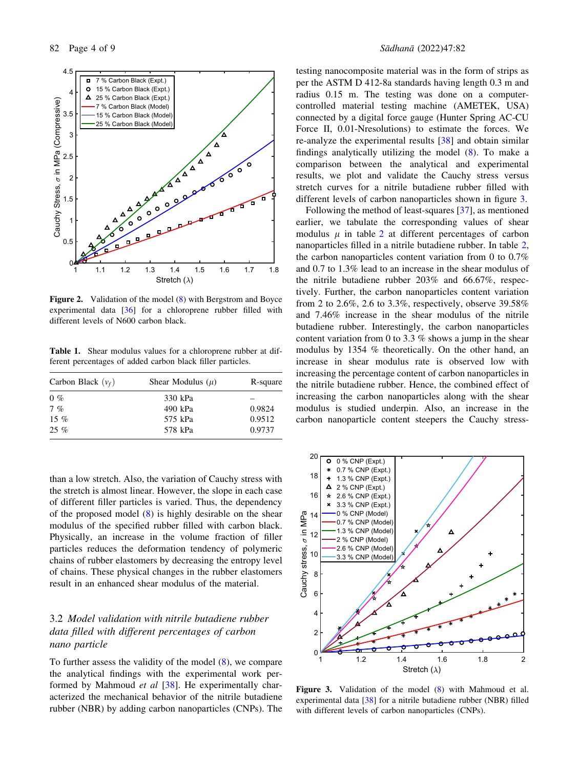**Figure 2.** Validation of the model (8) with Bergstrom and Boyce experimental data [36] for a chloroprene rubber filled with different levels of N600 carbon black.

**Table 1.** Shear modulus values for a chloroprene rubber at different percentages of added carbon black filler particles.

| Carbon Black ($v_f$) | Shear Modulus ($\mu$) | R-square |
|---|---|---|
| 0 % | 330 kPa | – |
| 7 % | 490 kPa | 0.9824 |
| 15 % | 575 kPa | 0.9512 |
| 25 % | 578 kPa | 0.9737 |

than a low stretch. Also, the variation of Cauchy stress with the stretch is almost linear. However, the slope in each case of different filler particles is varied. Thus, the dependency of the proposed model (8) is highly desirable on the shear modulus of the specified rubber filled with carbon black. Physically, an increase in the volume fraction of filler particles reduces the deformation tendency of polymeric chains of rubber elastomers by decreasing the entropy level of chains. These physical changes in the rubber elastomers result in an enhanced shear modulus of the material.

### 3.2 *Model validation with nitrile butadiene rubber data filled with different percentages of carbon nano particle*

To further assess the validity of the model (8), we compare the analytical findings with the experimental work performed by Mahmoud *et al* [38]. He experimentally characterized the mechanical behavior of the nitrile butadiene rubber (NBR) by adding carbon nanoparticles (CNPs). The testing nanocomposite material was in the form of strips as per the ASTM D 412-8a standards having length 0.3 m and radius 0.15 m. The testing was done on a computer-controlled material testing machine (AMETEK, USA) connected by a digital force gauge (Hunter Spring AC-CU Force II, 0.01-Nresolutions) to estimate the forces. We re-analyze the experimental results [38] and obtain similar findings analytically utilizing the model (8). To make a comparison between the analytical and experimental results, we plot and validate the Cauchy stress versus stretch curves for a nitrile butadiene rubber filled with different levels of carbon nanoparticles shown in figure 3.

Following the method of least-squares [37], as mentioned earlier, we tabulate the corresponding values of shear modulus $\mu$ in table 2 at different percentages of carbon nanoparticles filled in a nitrile butadiene rubber. In table 2, the carbon nanoparticles content variation from 0 to 0.7% and 0.7 to 1.3% lead to an increase in the shear modulus of the nitrile butadiene rubber 203% and 66.67%, respectively. Further, the carbon nanoparticles content variation from 2 to 2.6%, 2.6 to 3.3%, respectively, observe 39.58% and 7.46% increase in the shear modulus of the nitrile butadiene rubber. Interestingly, the carbon nanoparticles content variation from 0 to 3.3 % shows a jump in the shear modulus by 1354 % theoretically. On the other hand, an increase in shear modulus rate is observed low with increasing the percentage content of carbon nanoparticles in the nitrile butadiene rubber. Hence, the combined effect of increasing the carbon nanoparticles along with the shear modulus is studied underpin. Also, an increase in the carbon nanoparticle content steepers the Cauchy stress-

**Figure 3.** Validation of the model (8) with Mahmoud et al. experimental data [38] for a nitrile butadiene rubber (NBR) filled with different levels of carbon nanoparticles (CNPs).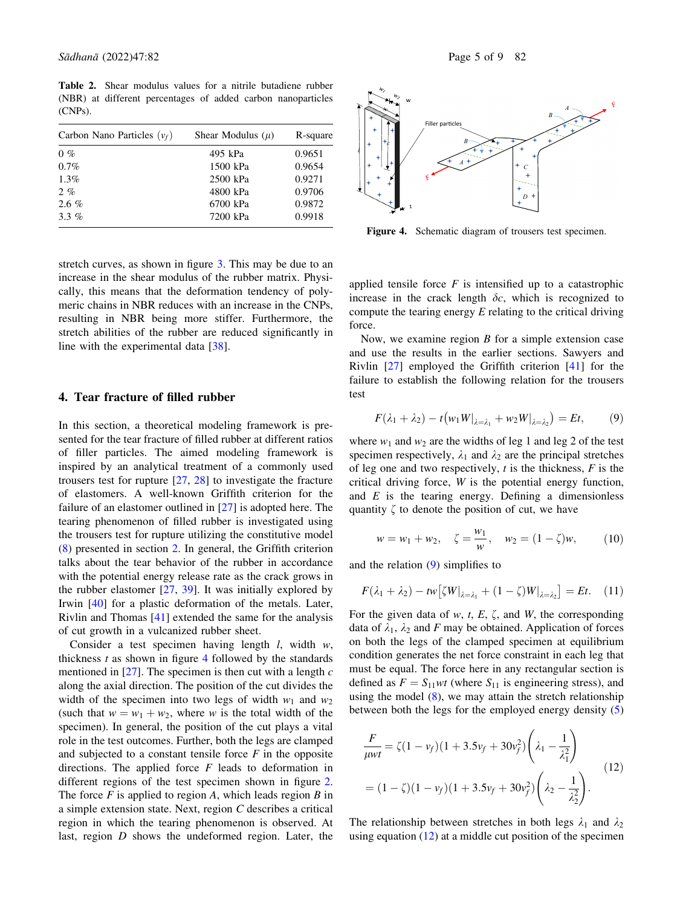**Table 2.** Shear modulus values for a nitrile butadiene rubber (NBR) at different percentages of added carbon nanoparticles (CNPs).

| Carbon Nano Particles ($v_f$) | Shear Modulus ($\mu$) | R-square |
| --- | --- | --- |
| 0 % | 495 kPa | 0.9651 |
| 0.7% | 1500 kPa | 0.9654 |
| 1.3% | 2500 kPa | 0.9271 |
| 2 % | 4800 kPa | 0.9706 |
| 2.6 % | 6700 kPa | 0.9872 |
| 3.3 % | 7200 kPa | 0.9918 |

stretch curves, as shown in figure 3. This may be due to an increase in the shear modulus of the rubber matrix. Physically, this means that the deformation tendency of polymeric chains in NBR reduces with an increase in the CNPs, resulting in NBR being more stiffer. Furthermore, the stretch abilities of the rubber are reduced significantly in line with the experimental data [38].

## 4. Tear fracture of filled rubber

In this section, a theoretical modeling framework is presented for the tear fracture of filled rubber at different ratios of filler particles. The aimed modeling framework is inspired by an analytical treatment of a commonly used trousers test for rupture [27, 28] to investigate the fracture of elastomers. A well-known Griffith criterion for the failure of an elastomer outlined in [27] is adopted here. The tearing phenomenon of filled rubber is investigated using the trousers test for rupture utilizing the constitutive model (8) presented in section 2. In general, the Griffith criterion talks about the tear behavior of the rubber in accordance with the potential energy release rate as the crack grows in the rubber elastomer [27, 39]. It was initially explored by Irwin [40] for a plastic deformation of the metals. Later, Rivlin and Thomas [41] extended the same for the analysis of cut growth in a vulcanized rubber sheet.

Consider a test specimen having length $l$, width $w$, thickness $t$ as shown in figure 4 followed by the standards mentioned in [27]. The specimen is then cut with a length $c$ along the axial direction. The position of the cut divides the width of the specimen into two legs of width $w_1$ and $w_2$ (such that $w = w_1 + w_2$, where $w$ is the total width of the specimen). In general, the position of the cut plays a vital role in the test outcomes. Further, both the legs are clamped and subjected to a constant tensile force $F$ in the opposite directions. The applied force $F$ leads to deformation in different regions of the test specimen shown in figure 2. The force $F$ is applied to region $A$, which leads region $B$ in a simple extension state. Next, region $C$ describes a critical region in which the tearing phenomenon is observed. At last, region $D$ shows the undeformed region. Later, the applied tensile force $F$ is intensified up to a catastrophic increase in the crack length $\delta c$, which is recognized to compute the tearing energy $E$ relating to the critical driving force.

**Figure 4.** Schematic diagram of trousers test specimen.

Now, we examine region $B$ for a simple extension case and use the results in the earlier sections. Sawyers and Rivlin [27] employed the Griffith criterion [41] for the failure to establish the following relation for the trousers test

$$F(\lambda_1 + \lambda_2) - t\left(w_1 W|_{\lambda=\lambda_1} + w_2 W|_{\lambda=\lambda_2}\right) = Et, \tag{9}$$

where $w_1$ and $w_2$ are the widths of leg 1 and leg 2 of the test specimen respectively, $\lambda_1$ and $\lambda_2$ are the principal stretches of leg one and two respectively, $t$ is the thickness, $F$ is the critical driving force, $W$ is the potential energy function, and $E$ is the tearing energy. Defining a dimensionless quantity $\zeta$ to denote the position of cut, we have

$$w = w_1 + w_2, \quad \zeta = \frac{w_1}{w}, \quad w_2 = (1-\zeta)w, \tag{10}$$

and the relation (9) simplifies to

$$F(\lambda_1 + \lambda_2) - tw\left[\zeta W|_{\lambda=\lambda_1} + (1-\zeta) W|_{\lambda=\lambda_2}\right] = Et. \tag{11}$$

For the given data of $w$, $t$, $E$, $\zeta$, and $W$, the corresponding data of $\lambda_1$, $\lambda_2$ and $F$ may be obtained. Application of forces on both the legs of the clamped specimen at equilibrium condition generates the net force constraint in each leg that must be equal. The force here in any rectangular section is defined as $F = S_{11}wt$ (where $S_{11}$ is engineering stress), and using the model (8), we may attain the stretch relationship between both the legs for the employed energy density (5)

$$\begin{aligned} \frac{F}{\mu wt} &= \zeta(1-v_f)(1+3.5v_f+30v_f^2)\left(\lambda_1 - \frac{1}{\lambda_1^2}\right) \\ &= (1-\zeta)(1-v_f)(1+3.5v_f+30v_f^2)\left(\lambda_2 - \frac{1}{\lambda_2^2}\right). \end{aligned} \tag{12}$$

The relationship between stretches in both legs $\lambda_1$ and $\lambda_2$ using equation (12) at a middle cut position of the specimen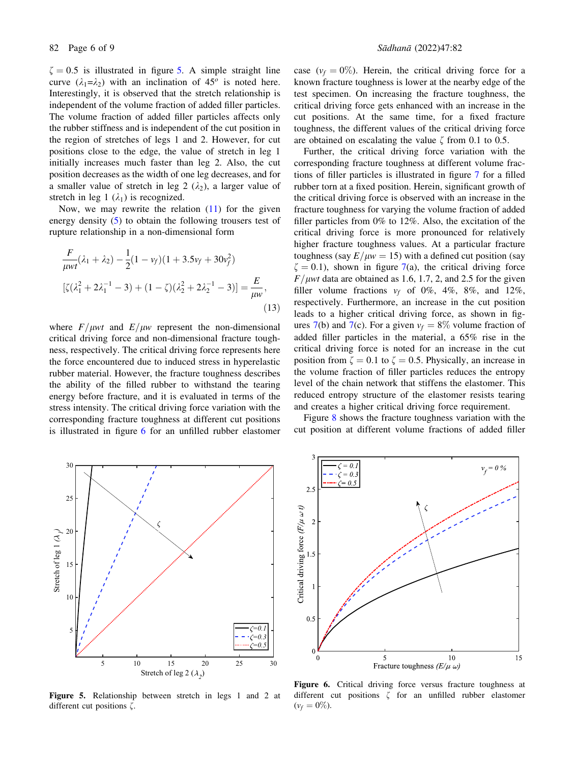$\zeta = 0.5$ is illustrated in figure 5. A simple straight line curve ($\lambda_1$=$\lambda_2$) with an inclination of 45$^o$ is noted here. Interestingly, it is observed that the stretch relationship is independent of the volume fraction of added filler particles. The volume fraction of added filler particles affects only the rubber stiffness and is independent of the cut position in the region of stretches of legs 1 and 2. However, for cut positions close to the edge, the value of stretch in leg 1 initially increases much faster than leg 2. Also, the cut position decreases as the width of one leg decreases, and for a smaller value of stretch in leg 2 ($\lambda_2$), a larger value of stretch in leg 1 ($\lambda_1$) is recognized.

Now, we may rewrite the relation (11) for the given energy density (5) to obtain the following trousers test of rupture relationship in a non-dimensional form

$$\frac{F}{\mu wt}(\lambda_1 + \lambda_2) - \frac{1}{2}(1 - v_f)(1 + 3.5v_f + 30v_f^2)$$
$$[\zeta(\lambda_1^2 + 2\lambda_1^{-1} - 3) + (1 - \zeta)(\lambda_2^2 + 2\lambda_2^{-1} - 3)] = \frac{E}{\mu w}, \tag{13}$$

where $F/\mu wt$ and $E/\mu w$ represent the non-dimensional critical driving force and non-dimensional fracture toughness, respectively. The critical driving force represents here the force encountered due to induced stress in hyperelastic rubber material. However, the fracture toughness describes the ability of the filled rubber to withstand the tearing energy before fracture, and it is evaluated in terms of the stress intensity. The critical driving force variation with the corresponding fracture toughness at different cut positions is illustrated in figure 6 for an unfilled rubber elastomer case ($v_f = 0\%$). Herein, the critical driving force for a known fracture toughness is lower at the nearby edge of the test specimen. On increasing the fracture toughness, the critical driving force gets enhanced with an increase in the cut positions. At the same time, for a fixed fracture toughness, the different values of the critical driving force are obtained on escalating the value $\zeta$ from 0.1 to 0.5.

Further, the critical driving force variation with the corresponding fracture toughness at different volume fractions of filler particles is illustrated in figure 7 for a filled rubber torn at a fixed position. Herein, significant growth of the critical driving force is observed with an increase in the fracture toughness for varying the volume fraction of added filler particles from 0% to 12%. Also, the excitation of the critical driving force is more pronounced for relatively higher fracture toughness values. At a particular fracture toughness (say $E/\mu w = 15$) with a defined cut position (say $\zeta = 0.1$), shown in figure 7(a), the critical driving force $F/\mu wt$ data are obtained as 1.6, 1.7, 2, and 2.5 for the given filler volume fractions $v_f$ of 0%, 4%, 8%, and 12%, respectively. Furthermore, an increase in the cut position leads to a higher critical driving force, as shown in figures 7(b) and 7(c). For a given $v_f = 8\%$ volume fraction of added filler particles in the material, a 65% rise in the critical driving force is noted for an increase in the cut position from $\zeta = 0.1$ to $\zeta = 0.5$. Physically, an increase in the volume fraction of filler particles reduces the entropy level of the chain network that stiffens the elastomer. This reduced entropy structure of the elastomer resists tearing and creates a higher critical driving force requirement.

Figure 8 shows the fracture toughness variation with the cut position at different volume fractions of added filler

**Figure 5.** Relationship between stretch in legs 1 and 2 at different cut positions $\zeta$.

**Figure 6.** Critical driving force versus fracture toughness at different cut positions $\zeta$ for an unfilled rubber elastomer ($v_f = 0\%$).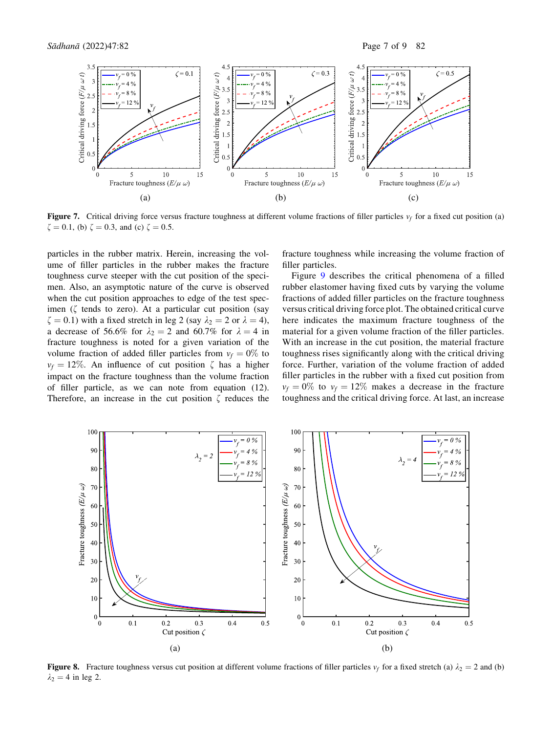Figure 7. Critical driving force versus fracture toughness at different volume fractions of filler particles $v_f$ for a fixed cut position (a) $\zeta = 0.1$, (b) $\zeta = 0.3$, and (c) $\zeta = 0.5$.

particles in the rubber matrix. Herein, increasing the volume of filler particles in the rubber makes the fracture toughness curve steeper with the cut position of the specimen. Also, an asymptotic nature of the curve is observed when the cut position approaches to edge of the test specimen ($\zeta$ tends to zero). At a particular cut position (say $\zeta = 0.1$) with a fixed stretch in leg 2 (say $\lambda_2 = 2$ or $\lambda = 4$), a decrease of 56.6% for $\lambda_2 = 2$ and 60.7% for $\lambda = 4$ in fracture toughness is noted for a given variation of the volume fraction of added filler particles from $v_f = 0\%$ to $v_f = 12\%$. An influence of cut position $\zeta$ has a higher impact on the fracture toughness than the volume fraction of filler particle, as we can note from equation (12). Therefore, an increase in the cut position $\zeta$ reduces the fracture toughness while increasing the volume fraction of filler particles.

Figure 9 describes the critical phenomena of a filled rubber elastomer having fixed cuts by varying the volume fractions of added filler particles on the fracture toughness versus critical driving force plot. The obtained critical curve here indicates the maximum fracture toughness of the material for a given volume fraction of the filler particles. With an increase in the cut position, the material fracture toughness rises significantly along with the critical driving force. Further, variation of the volume fraction of added filler particles in the rubber with a fixed cut position from $v_f = 0\%$ to $v_f = 12\%$ makes a decrease in the fracture toughness and the critical driving force. At last, an increase

Figure 8. Fracture toughness versus cut position at different volume fractions of filler particles $v_f$ for a fixed stretch (a) $\lambda_2 = 2$ and (b) $\lambda_2 = 4$ in leg 2.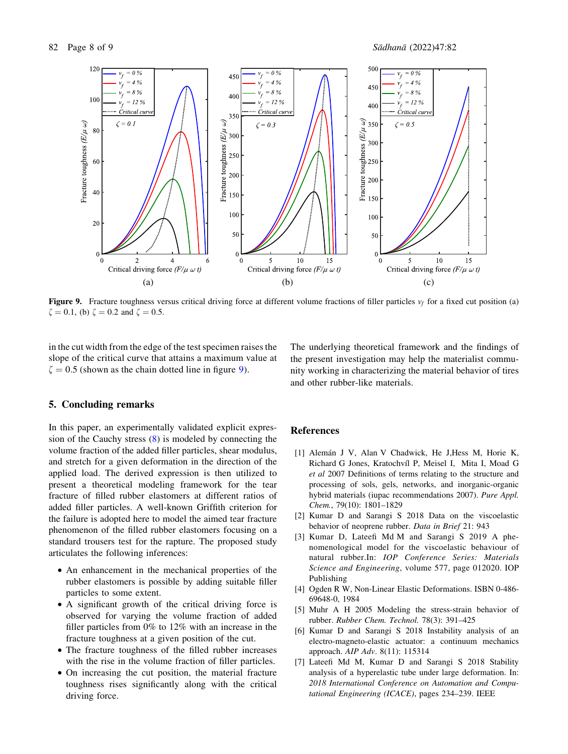Figure 9. Fracture toughness versus critical driving force at different volume fractions of filler particles $v_f$ for a fixed cut position (a) $\zeta = 0.1$, (b) $\zeta = 0.2$ and $\zeta = 0.5$.

in the cut width from the edge of the test specimen raises the slope of the critical curve that attains a maximum value at $\zeta = 0.5$ (shown as the chain dotted line in figure 9).

## 5. Concluding remarks

In this paper, an experimentally validated explicit expression of the Cauchy stress (8) is modeled by connecting the volume fraction of the added filler particles, shear modulus, and stretch for a given deformation in the direction of the applied load. The derived expression is then utilized to present a theoretical modeling framework for the tear fracture of filled rubber elastomers at different ratios of added filler particles. A well-known Griffith criterion for the failure is adopted here to model the aimed tear fracture phenomenon of the filled rubber elastomers focusing on a standard trousers test for the rapture. The proposed study articulates the following inferences:

- An enhancement in the mechanical properties of the rubber elastomers is possible by adding suitable filler particles to some extent.
- A significant growth of the critical driving force is observed for varying the volume fraction of added filler particles from 0% to 12% with an increase in the fracture toughness at a given position of the cut.
- The fracture toughness of the filled rubber increases with the rise in the volume fraction of filler particles.
- On increasing the cut position, the material fracture toughness rises significantly along with the critical driving force.

The underlying theoretical framework and the findings of the present investigation may help the materialist community working in characterizing the material behavior of tires and other rubber-like materials.

## References

[1] Alemán J V, Alan V Chadwick, He J,Hess M, Horie K, Richard G Jones, Kratochvíl P, Meisel I, Mita I, Moad G *et al* 2007 Definitions of terms relating to the structure and processing of sols, gels, networks, and inorganic-organic hybrid materials (iupac recommendations 2007). *Pure Appl. Chem.*, 79(10): 1801–1829

[2] Kumar D and Sarangi S 2018 Data on the viscoelastic behavior of neoprene rubber. *Data in Brief* 21: 943

[3] Kumar D, Lateefi Md M and Sarangi S 2019 A phenomenological model for the viscoelastic behaviour of natural rubber.In: *IOP Conference Series: Materials Science and Engineering*, volume 577, page 012020. IOP Publishing

[4] Ogden R W, Non-Linear Elastic Deformations. ISBN 0-486-69648-0, 1984

[5] Muhr A H 2005 Modeling the stress-strain behavior of rubber. *Rubber Chem. Technol.* 78(3): 391–425

[6] Kumar D and Sarangi S 2018 Instability analysis of an electro-magneto-elastic actuator: a continuum mechanics approach. *AIP Adv*. 8(11): 115314

[7] Lateefi Md M, Kumar D and Sarangi S 2018 Stability analysis of a hyperelastic tube under large deformation. In: *2018 International Conference on Automation and Computational Engineering (ICACE)*, pages 234–239. IEEE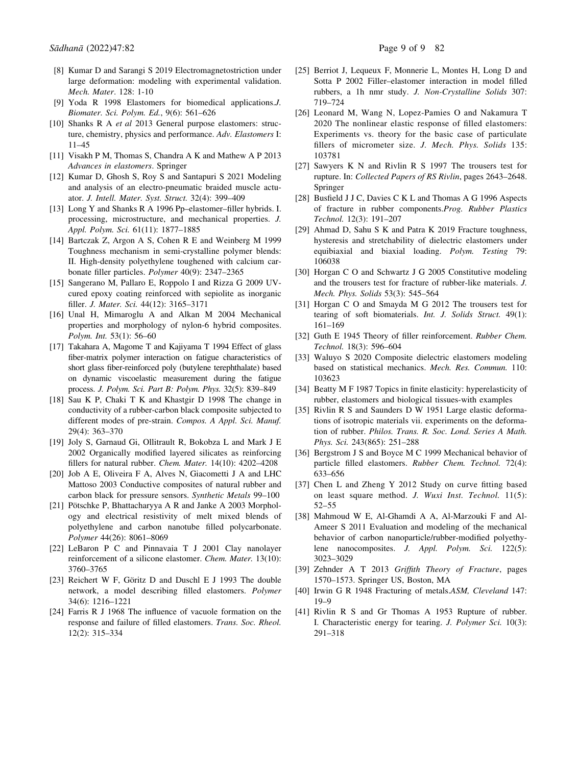[8] Kumar D and Sarangi S 2019 Electromagnetostriction under large deformation: modeling with experimental validation. *Mech. Mater*. 128: 1-10

[9] Yoda R 1998 Elastomers for biomedical applications.*J. Biomater. Sci. Polym. Ed.*, 9(6): 561–626

[10] Shanks R A *et al* 2013 General purpose elastomers: structure, chemistry, physics and performance. *Adv. Elastomers* I: 11–45

[11] Visakh P M, Thomas S, Chandra A K and Mathew A P 2013 *Advances in elastomers*. Springer

[12] Kumar D, Ghosh S, Roy S and Santapuri S 2021 Modeling and analysis of an electro-pneumatic braided muscle actuator. *J. Intell. Mater. Syst. Struct.* 32(4): 399–409

[13] Long Y and Shanks R A 1996 Pp–elastomer–filler hybrids. I. processing, microstructure, and mechanical properties. *J. Appl. Polym. Sci.* 61(11): 1877–1885

[14] Bartczak Z, Argon A S, Cohen R E and Weinberg M 1999 Toughness mechanism in semi-crystalline polymer blends: II. High-density polyethylene toughened with calcium carbonate filler particles. *Polymer* 40(9): 2347–2365

[15] Sangerano M, Pallaro E, Roppolo I and Rizza G 2009 UV-cured epoxy coating reinforced with sepiolite as inorganic filler. *J. Mater. Sci.* 44(12): 3165–3171

[16] Unal H, Mimaroglu A and Alkan M 2004 Mechanical properties and morphology of nylon-6 hybrid composites. *Polym. Int.* 53(1): 56–60

[17] Takahara A, Magome T and Kajiyama T 1994 Effect of glass fiber-matrix polymer interaction on fatigue characteristics of short glass fiber-reinforced poly (butylene terephthalate) based on dynamic viscoelastic measurement during the fatigue process. *J. Polym. Sci. Part B: Polym. Phys.* 32(5): 839–849

[18] Sau K P, Chaki T K and Khastgir D 1998 The change in conductivity of a rubber-carbon black composite subjected to different modes of pre-strain. *Compos. A Appl. Sci. Manuf.* 29(4): 363–370

[19] Joly S, Garnaud Gi, Ollitrault R, Bokobza L and Mark J E 2002 Organically modified layered silicates as reinforcing fillers for natural rubber. *Chem. Mater.* 14(10): 4202–4208

[20] Job A E, Oliveira F A, Alves N, Giacometti J A and LHC Mattoso 2003 Conductive composites of natural rubber and carbon black for pressure sensors. *Synthetic Metals* 99–100

[21] Pötschke P, Bhattacharyya A R and Janke A 2003 Morphology and electrical resistivity of melt mixed blends of polyethylene and carbon nanotube filled polycarbonate. *Polymer* 44(26): 8061–8069

[22] LeBaron P C and Pinnavaia T J 2001 Clay nanolayer reinforcement of a silicone elastomer. *Chem. Mater.* 13(10): 3760–3765

[23] Reichert W F, Göritz D and Duschl E J 1993 The double network, a model describing filled elastomers. *Polymer* 34(6): 1216–1221

[24] Farris R J 1968 The influence of vacuole formation on the response and failure of filled elastomers. *Trans. Soc. Rheol.* 12(2): 315–334

[25] Berriot J, Lequeux F, Monnerie L, Montes H, Long D and Sotta P 2002 Filler–elastomer interaction in model filled rubbers, a 1h nmr study. *J. Non-Crystalline Solids* 307: 719–724

[26] Leonard M, Wang N, Lopez-Pamies O and Nakamura T 2020 The nonlinear elastic response of filled elastomers: Experiments vs. theory for the basic case of particulate fillers of micrometer size. *J. Mech. Phys. Solids* 135: 103781

[27] Sawyers K N and Rivlin R S 1997 The trousers test for rupture. In: *Collected Papers of RS Rivlin*, pages 2643–2648. Springer

[28] Busfield J J C, Davies C K L and Thomas A G 1996 Aspects of fracture in rubber components.*Prog. Rubber Plastics Technol.* 12(3): 191–207

[29] Ahmad D, Sahu S K and Patra K 2019 Fracture toughness, hysteresis and stretchability of dielectric elastomers under equibiaxial and biaxial loading. *Polym. Testing* 79: 106038

[30] Horgan C O and Schwartz J G 2005 Constitutive modeling and the trousers test for fracture of rubber-like materials. *J. Mech. Phys. Solids* 53(3): 545–564

[31] Horgan C O and Smayda M G 2012 The trousers test for tearing of soft biomaterials. *Int. J. Solids Struct.* 49(1): 161–169

[32] Guth E 1945 Theory of filler reinforcement. *Rubber Chem. Technol.* 18(3): 596–604

[33] Waluyo S 2020 Composite dielectric elastomers modeling based on statistical mechanics. *Mech. Res. Commun.* 110: 103623

[34] Beatty M F 1987 Topics in finite elasticity: hyperelasticity of rubber, elastomers and biological tissues-with examples

[35] Rivlin R S and Saunders D W 1951 Large elastic deformations of isotropic materials vii. experiments on the deformation of rubber. *Philos. Trans. R. Soc. Lond. Series A Math. Phys. Sci.* 243(865): 251–288

[36] Bergstrom J S and Boyce M C 1999 Mechanical behavior of particle filled elastomers. *Rubber Chem. Technol.* 72(4): 633–656

[37] Chen L and Zheng Y 2012 Study on curve fitting based on least square method. *J. Wuxi Inst. Technol.* 11(5): 52–55

[38] Mahmoud W E, Al-Ghamdi A A, Al-Marzouki F and Al-Ameer S 2011 Evaluation and modeling of the mechanical behavior of carbon nanoparticle/rubber-modified polyethylene nanocomposites. *J. Appl. Polym. Sci.* 122(5): 3023–3029

[39] Zehnder A T 2013 *Griffith Theory of Fracture*, pages 1570–1573. Springer US, Boston, MA

[40] Irwin G R 1948 Fracturing of metals.*ASM, Cleveland* 147: 19–9

[41] Rivlin R S and Gr Thomas A 1953 Rupture of rubber. I. Characteristic energy for tearing. *J. Polymer Sci.* 10(3): 291–318